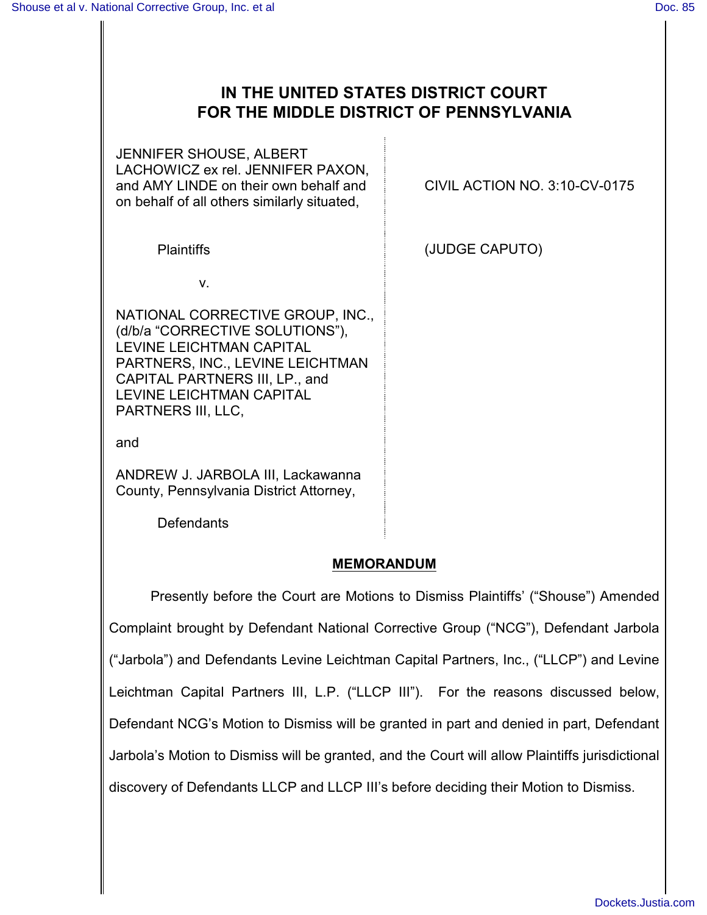# IN THE UNITED STATES DISTRICT COURT FOR THE MIDDLE DISTRICT OF PENNSYLVANIA

| | |
|---|---|
| JENNIFER SHOUSE, ALBERT LACHOWICZ ex rel. JENNIFER PAXON, and AMY LINDE on their own behalf and on behalf of all others similarly situated, | CIVIL ACTION NO. 3:10-CV-0175 |
| Plaintiffs | (JUDGE CAPUTO) |
| v. | |
| NATIONAL CORRECTIVE GROUP, INC., (d/b/a "CORRECTIVE SOLUTIONS"), LEVINE LEICHTMAN CAPITAL PARTNERS, INC., LEVINE LEICHTMAN CAPITAL PARTNERS III, LP., and LEVINE LEICHTMAN CAPITAL PARTNERS III, LLC, | |
| and | |
| ANDREW J. JARBOLA III, Lackawanna County, Pennsylvania District Attorney, | |
| Defendants | |

## MEMORANDUM

Presently before the Court are Motions to Dismiss Plaintiffs' ("Shouse") Amended Complaint brought by Defendant National Corrective Group ("NCG"), Defendant Jarbola ("Jarbola") and Defendants Levine Leichtman Capital Partners, Inc., ("LLCP") and Levine Leichtman Capital Partners III, L.P. ("LLCP III"). For the reasons discussed below, Defendant NCG's Motion to Dismiss will be granted in part and denied in part, Defendant Jarbola's Motion to Dismiss will be granted, and the Court will allow Plaintiffs jurisdictional discovery of Defendants LLCP and LLCP III's before deciding their Motion to Dismiss.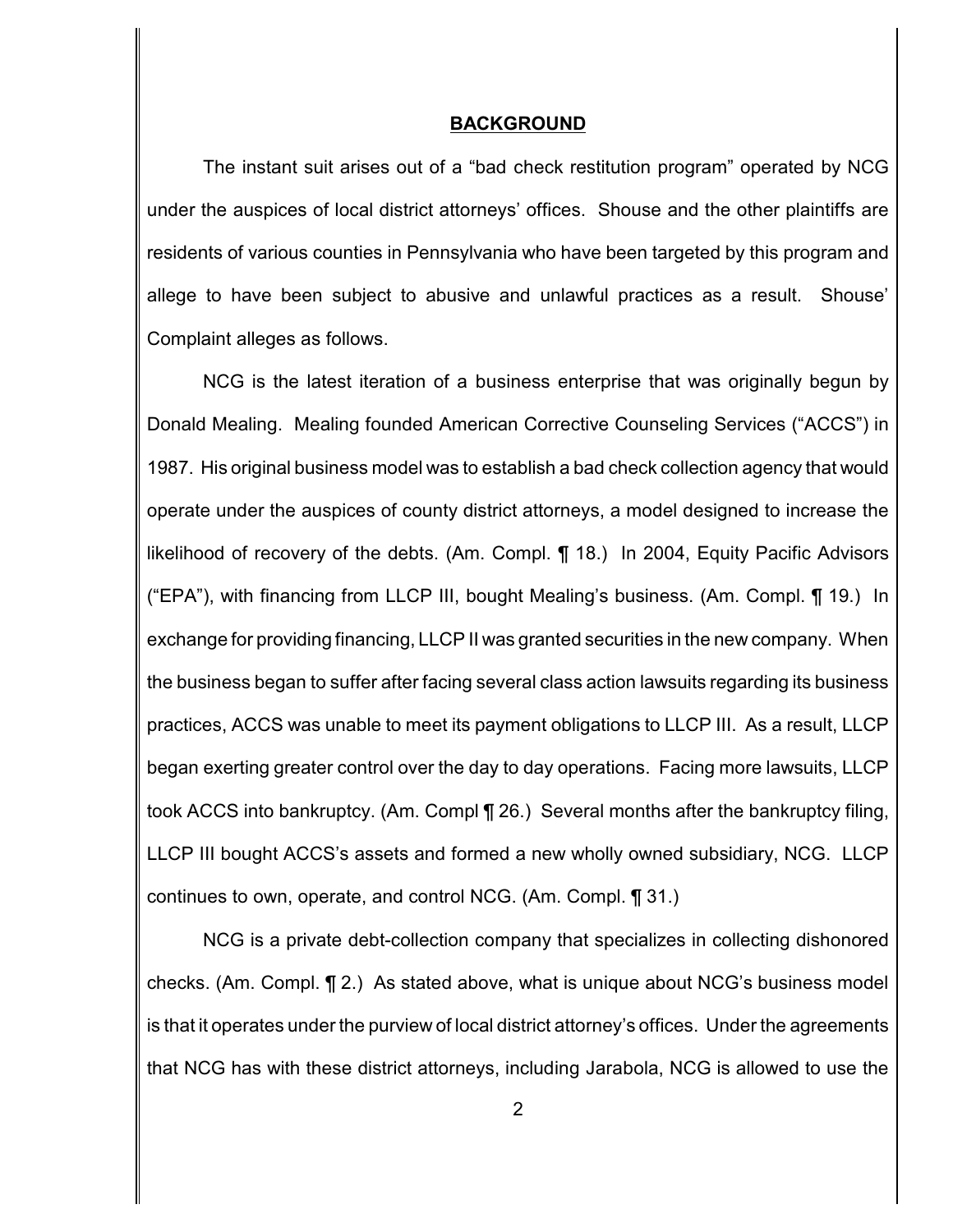## BACKGROUND

The instant suit arises out of a "bad check restitution program" operated by NCG under the auspices of local district attorneys' offices. Shouse and the other plaintiffs are residents of various counties in Pennsylvania who have been targeted by this program and allege to have been subject to abusive and unlawful practices as a result. Shouse' Complaint alleges as follows.

NCG is the latest iteration of a business enterprise that was originally begun by Donald Mealing. Mealing founded American Corrective Counseling Services ("ACCS") in 1987. His original business model was to establish a bad check collection agency that would operate under the auspices of county district attorneys, a model designed to increase the likelihood of recovery of the debts. (Am. Compl. ¶ 18.) In 2004, Equity Pacific Advisors ("EPA"), with financing from LLCP III, bought Mealing's business. (Am. Compl. ¶ 19.) In exchange for providing financing, LLCP II was granted securities in the new company. When the business began to suffer after facing several class action lawsuits regarding its business practices, ACCS was unable to meet its payment obligations to LLCP III. As a result, LLCP began exerting greater control over the day to day operations. Facing more lawsuits, LLCP took ACCS into bankruptcy. (Am. Compl ¶ 26.) Several months after the bankruptcy filing, LLCP III bought ACCS's assets and formed a new wholly owned subsidiary, NCG. LLCP continues to own, operate, and control NCG. (Am. Compl. ¶ 31.)

NCG is a private debt-collection company that specializes in collecting dishonored checks. (Am. Compl. ¶ 2.) As stated above, what is unique about NCG's business model is that it operates under the purview of local district attorney's offices. Under the agreements that NCG has with these district attorneys, including Jarabola, NCG is allowed to use the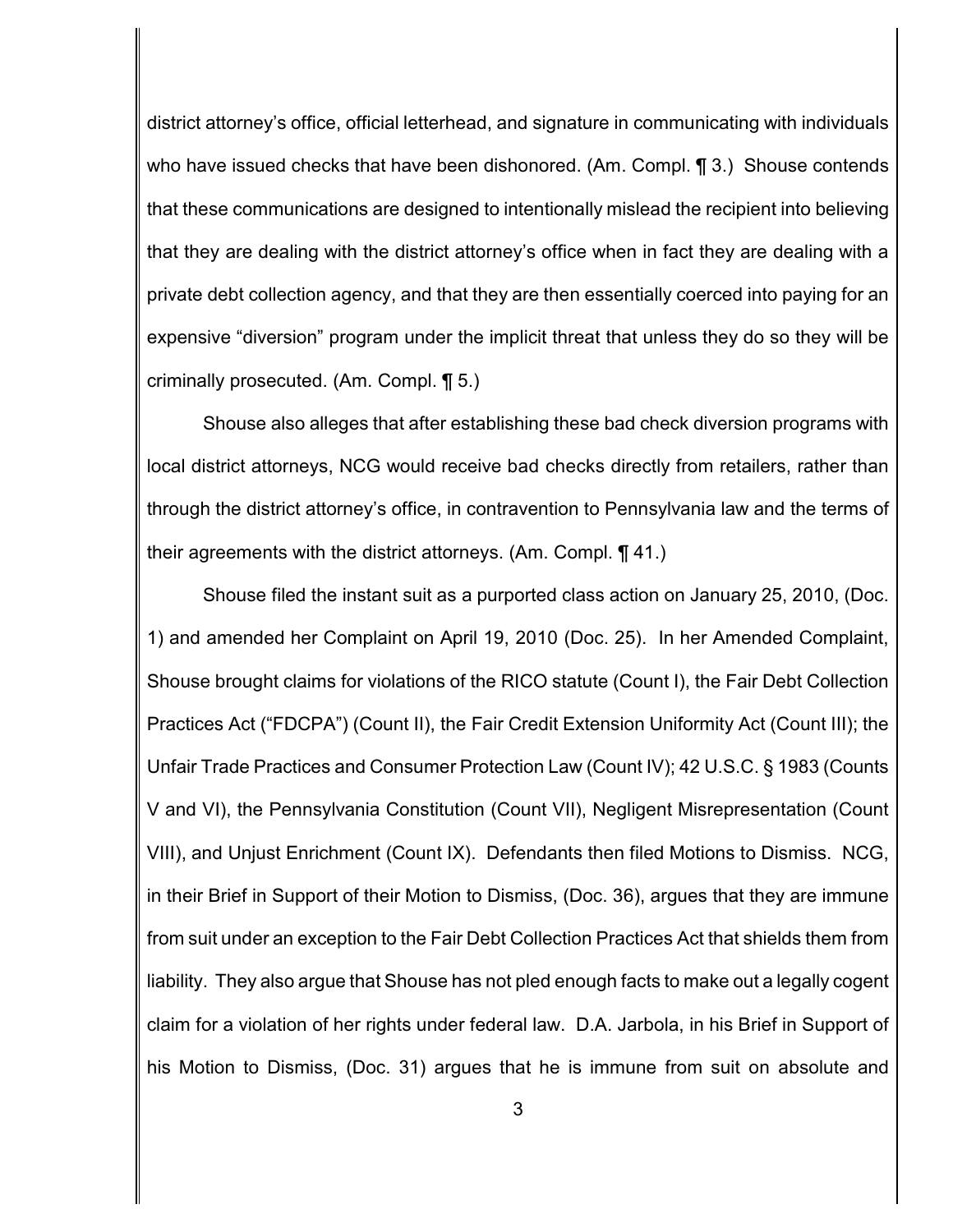district attorney's office, official letterhead, and signature in communicating with individuals who have issued checks that have been dishonored. (Am. Compl. ¶ 3.) Shouse contends that these communications are designed to intentionally mislead the recipient into believing that they are dealing with the district attorney's office when in fact they are dealing with a private debt collection agency, and that they are then essentially coerced into paying for an expensive "diversion" program under the implicit threat that unless they do so they will be criminally prosecuted. (Am. Compl. ¶ 5.)

Shouse also alleges that after establishing these bad check diversion programs with local district attorneys, NCG would receive bad checks directly from retailers, rather than through the district attorney's office, in contravention to Pennsylvania law and the terms of their agreements with the district attorneys. (Am. Compl. ¶ 41.)

Shouse filed the instant suit as a purported class action on January 25, 2010, (Doc. 1) and amended her Complaint on April 19, 2010 (Doc. 25). In her Amended Complaint, Shouse brought claims for violations of the RICO statute (Count I), the Fair Debt Collection Practices Act ("FDCPA") (Count II), the Fair Credit Extension Uniformity Act (Count III); the Unfair Trade Practices and Consumer Protection Law (Count IV); 42 U.S.C. § 1983 (Counts V and VI), the Pennsylvania Constitution (Count VII), Negligent Misrepresentation (Count VIII), and Unjust Enrichment (Count IX). Defendants then filed Motions to Dismiss. NCG, in their Brief in Support of their Motion to Dismiss, (Doc. 36), argues that they are immune from suit under an exception to the Fair Debt Collection Practices Act that shields them from liability. They also argue that Shouse has not pled enough facts to make out a legally cogent claim for a violation of her rights under federal law. D.A. Jarbola, in his Brief in Support of his Motion to Dismiss, (Doc. 31) argues that he is immune from suit on absolute and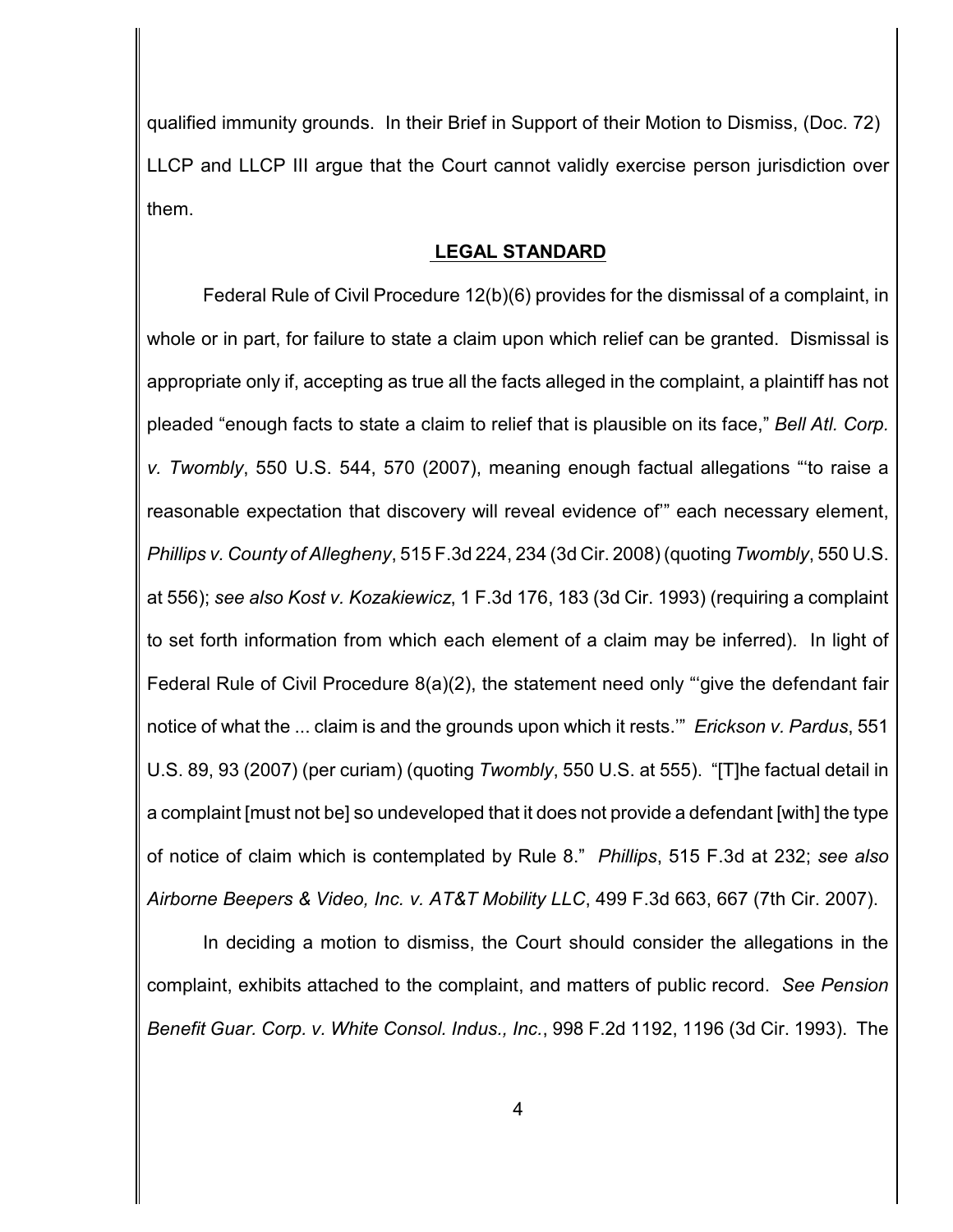qualified immunity grounds. In their Brief in Support of their Motion to Dismiss, (Doc. 72) LLCP and LLCP III argue that the Court cannot validly exercise person jurisdiction over them.

## LEGAL STANDARD

Federal Rule of Civil Procedure 12(b)(6) provides for the dismissal of a complaint, in whole or in part, for failure to state a claim upon which relief can be granted. Dismissal is appropriate only if, accepting as true all the facts alleged in the complaint, a plaintiff has not pleaded "enough facts to state a claim to relief that is plausible on its face," *Bell Atl. Corp. v. Twombly*, 550 U.S. 544, 570 (2007), meaning enough factual allegations "'to raise a reasonable expectation that discovery will reveal evidence of'" each necessary element, *Phillips v. County of Allegheny*, 515 F.3d 224, 234 (3d Cir. 2008) (quoting *Twombly*, 550 U.S. at 556); *see also Kost v. Kozakiewicz*, 1 F.3d 176, 183 (3d Cir. 1993) (requiring a complaint to set forth information from which each element of a claim may be inferred). In light of Federal Rule of Civil Procedure 8(a)(2), the statement need only "'give the defendant fair notice of what the ... claim is and the grounds upon which it rests.'" *Erickson v. Pardus*, 551 U.S. 89, 93 (2007) (per curiam) (quoting *Twombly*, 550 U.S. at 555). "[T]he factual detail in a complaint [must not be] so undeveloped that it does not provide a defendant [with] the type of notice of claim which is contemplated by Rule 8." *Phillips*, 515 F.3d at 232; *see also Airborne Beepers & Video, Inc. v. AT&T Mobility LLC*, 499 F.3d 663, 667 (7th Cir. 2007).

In deciding a motion to dismiss, the Court should consider the allegations in the complaint, exhibits attached to the complaint, and matters of public record. *See Pension Benefit Guar. Corp. v. White Consol. Indus., Inc.*, 998 F.2d 1192, 1196 (3d Cir. 1993). The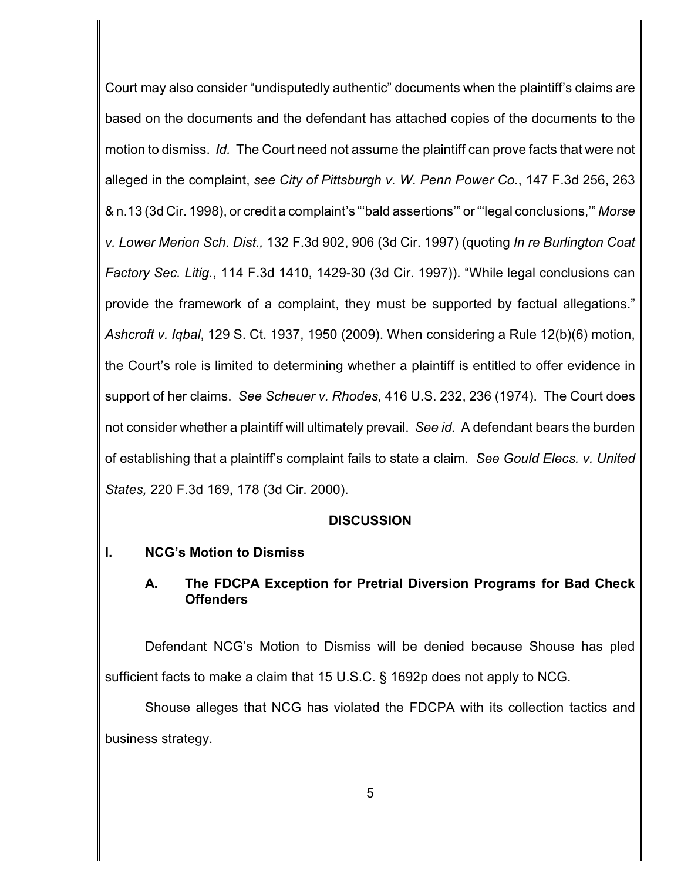Court may also consider "undisputedly authentic" documents when the plaintiff's claims are based on the documents and the defendant has attached copies of the documents to the motion to dismiss. *Id.* The Court need not assume the plaintiff can prove facts that were not alleged in the complaint, *see City of Pittsburgh v. W. Penn Power Co.*, 147 F.3d 256, 263 & n.13 (3d Cir. 1998), or credit a complaint's "'bald assertions'" or "'legal conclusions,'" *Morse v. Lower Merion Sch. Dist.,* 132 F.3d 902, 906 (3d Cir. 1997) (quoting *In re Burlington Coat Factory Sec. Litig.*, 114 F.3d 1410, 1429-30 (3d Cir. 1997)). "While legal conclusions can provide the framework of a complaint, they must be supported by factual allegations." *Ashcroft v. Iqbal*, 129 S. Ct. 1937, 1950 (2009). When considering a Rule 12(b)(6) motion, the Court's role is limited to determining whether a plaintiff is entitled to offer evidence in support of her claims. *See Scheuer v. Rhodes,* 416 U.S. 232, 236 (1974). The Court does not consider whether a plaintiff will ultimately prevail. *See id.* A defendant bears the burden of establishing that a plaintiff's complaint fails to state a claim. *See Gould Elecs. v. United States,* 220 F.3d 169, 178 (3d Cir. 2000).

## DISCUSSION

### I. NCG's Motion to Dismiss

#### A. The FDCPA Exception for Pretrial Diversion Programs for Bad Check Offenders

Defendant NCG's Motion to Dismiss will be denied because Shouse has pled sufficient facts to make a claim that 15 U.S.C. § 1692p does not apply to NCG.

Shouse alleges that NCG has violated the FDCPA with its collection tactics and business strategy.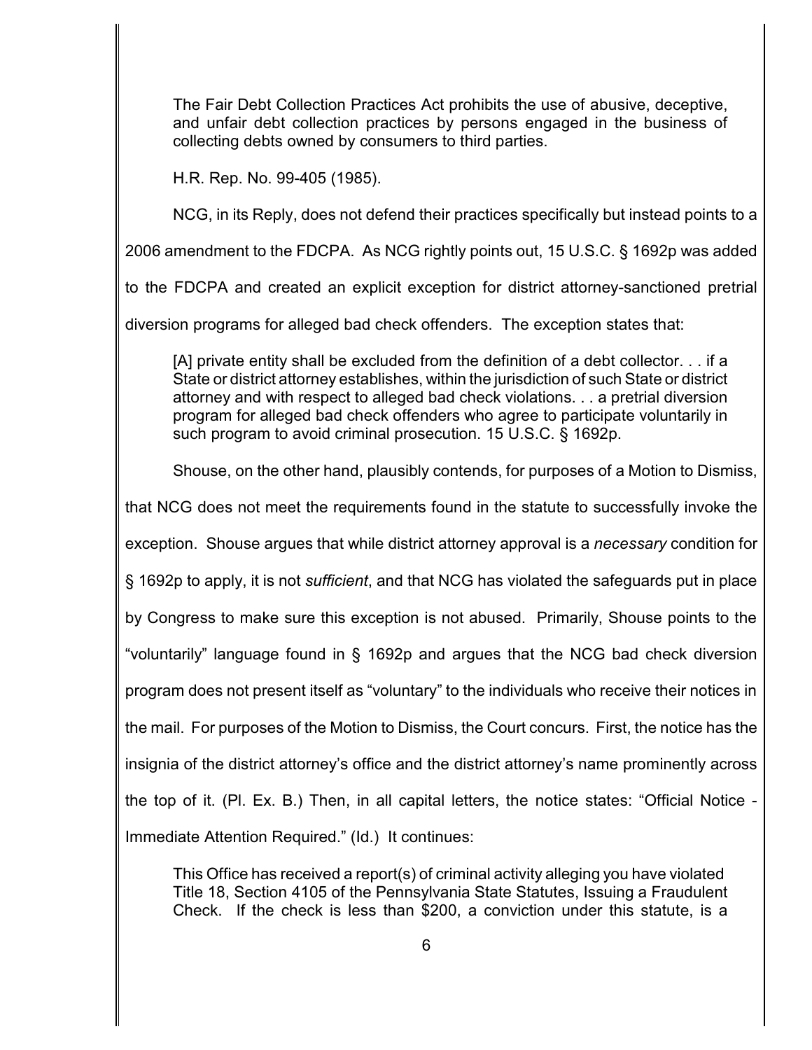> The Fair Debt Collection Practices Act prohibits the use of abusive, deceptive, and unfair debt collection practices by persons engaged in the business of collecting debts owned by consumers to third parties.

H.R. Rep. No. 99-405 (1985).

NCG, in its Reply, does not defend their practices specifically but instead points to a 2006 amendment to the FDCPA. As NCG rightly points out, 15 U.S.C. § 1692p was added to the FDCPA and created an explicit exception for district attorney-sanctioned pretrial diversion programs for alleged bad check offenders. The exception states that:

> [A] private entity shall be excluded from the definition of a debt collector. . . if a State or district attorney establishes, within the jurisdiction of such State or district attorney and with respect to alleged bad check violations. . . a pretrial diversion program for alleged bad check offenders who agree to participate voluntarily in such program to avoid criminal prosecution. 15 U.S.C. § 1692p.

Shouse, on the other hand, plausibly contends, for purposes of a Motion to Dismiss, that NCG does not meet the requirements found in the statute to successfully invoke the exception. Shouse argues that while district attorney approval is a *necessary* condition for § 1692p to apply, it is not *sufficient*, and that NCG has violated the safeguards put in place by Congress to make sure this exception is not abused. Primarily, Shouse points to the "voluntarily" language found in § 1692p and argues that the NCG bad check diversion program does not present itself as "voluntary" to the individuals who receive their notices in the mail. For purposes of the Motion to Dismiss, the Court concurs. First, the notice has the insignia of the district attorney's office and the district attorney's name prominently across the top of it. (Pl. Ex. B.) Then, in all capital letters, the notice states: "Official Notice - Immediate Attention Required." (Id.) It continues:

> This Office has received a report(s) of criminal activity alleging you have violated Title 18, Section 4105 of the Pennsylvania State Statutes, Issuing a Fraudulent Check. If the check is less than $200, a conviction under this statute, is a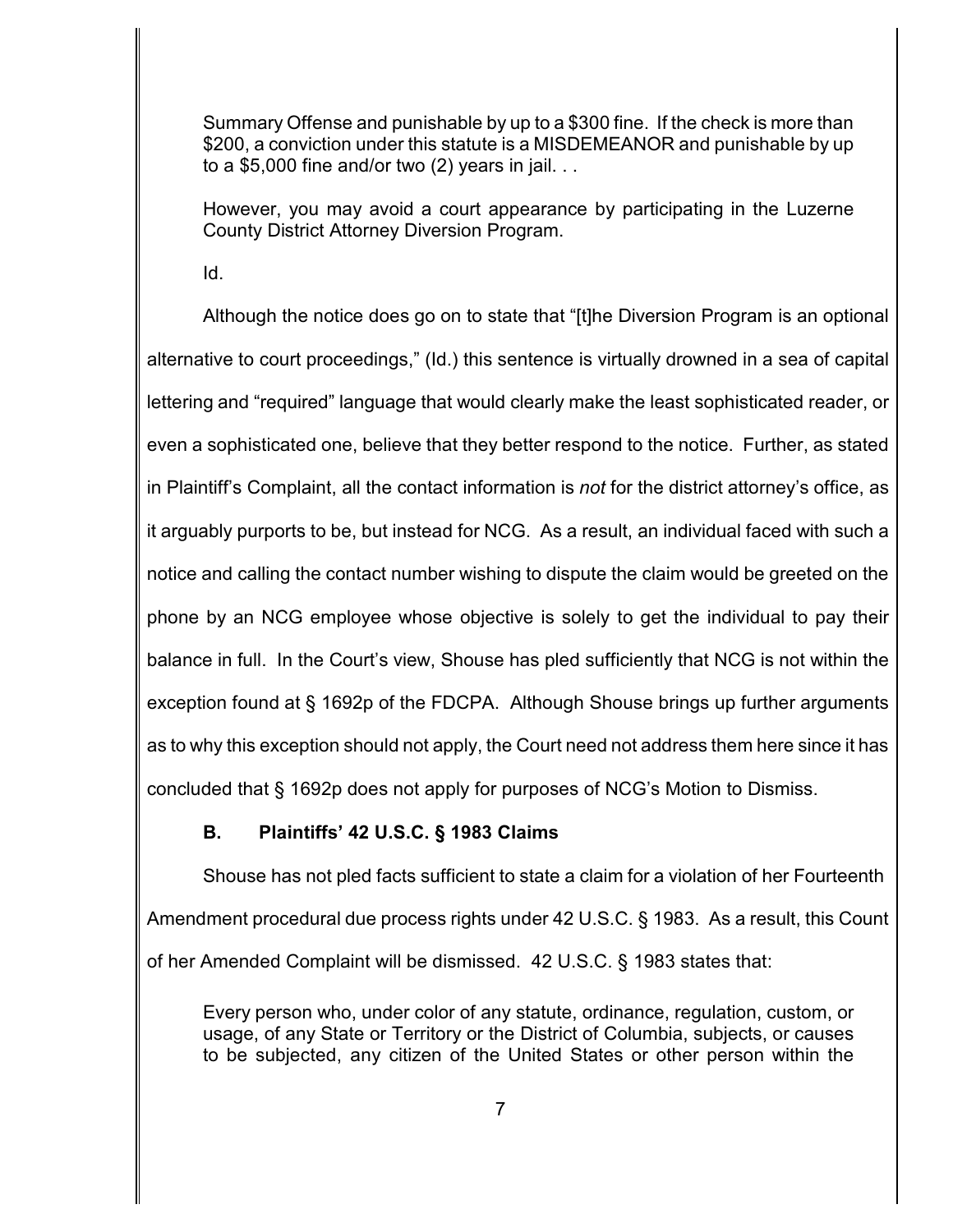> Summary Offense and punishable by up to a $300 fine. If the check is more than $200, a conviction under this statute is a MISDEMEANOR and punishable by up to a $5,000 fine and/or two (2) years in jail. . .
>
> However, you may avoid a court appearance by participating in the Luzerne County District Attorney Diversion Program.
>
> Id.

Although the notice does go on to state that "[t]he Diversion Program is an optional alternative to court proceedings," (Id.) this sentence is virtually drowned in a sea of capital lettering and "required" language that would clearly make the least sophisticated reader, or even a sophisticated one, believe that they better respond to the notice. Further, as stated in Plaintiff's Complaint, all the contact information is *not* for the district attorney's office, as it arguably purports to be, but instead for NCG. As a result, an individual faced with such a notice and calling the contact number wishing to dispute the claim would be greeted on the phone by an NCG employee whose objective is solely to get the individual to pay their balance in full. In the Court's view, Shouse has pled sufficiently that NCG is not within the exception found at § 1692p of the FDCPA. Although Shouse brings up further arguments as to why this exception should not apply, the Court need not address them here since it has concluded that § 1692p does not apply for purposes of NCG's Motion to Dismiss.

### B. Plaintiffs' 42 U.S.C. § 1983 Claims

Shouse has not pled facts sufficient to state a claim for a violation of her Fourteenth Amendment procedural due process rights under 42 U.S.C. § 1983. As a result, this Count of her Amended Complaint will be dismissed. 42 U.S.C. § 1983 states that:

> Every person who, under color of any statute, ordinance, regulation, custom, or usage, of any State or Territory or the District of Columbia, subjects, or causes to be subjected, any citizen of the United States or other person within the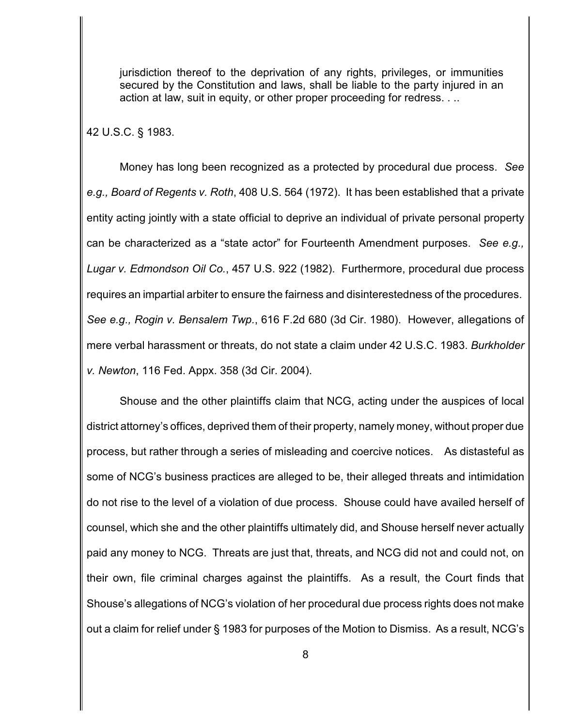> jurisdiction thereof to the deprivation of any rights, privileges, or immunities secured by the Constitution and laws, shall be liable to the party injured in an action at law, suit in equity, or other proper proceeding for redress. . ..

42 U.S.C. § 1983.

Money has long been recognized as a protected by procedural due process. *See e.g., Board of Regents v. Roth*, 408 U.S. 564 (1972). It has been established that a private entity acting jointly with a state official to deprive an individual of private personal property can be characterized as a "state actor" for Fourteenth Amendment purposes. *See e.g., Lugar v. Edmondson Oil Co.*, 457 U.S. 922 (1982). Furthermore, procedural due process requires an impartial arbiter to ensure the fairness and disinterestedness of the procedures. *See e.g., Rogin v. Bensalem Twp.*, 616 F.2d 680 (3d Cir. 1980). However, allegations of mere verbal harassment or threats, do not state a claim under 42 U.S.C. 1983. *Burkholder v. Newton*, 116 Fed. Appx. 358 (3d Cir. 2004).

Shouse and the other plaintiffs claim that NCG, acting under the auspices of local district attorney's offices, deprived them of their property, namely money, without proper due process, but rather through a series of misleading and coercive notices. As distasteful as some of NCG's business practices are alleged to be, their alleged threats and intimidation do not rise to the level of a violation of due process. Shouse could have availed herself of counsel, which she and the other plaintiffs ultimately did, and Shouse herself never actually paid any money to NCG. Threats are just that, threats, and NCG did not and could not, on their own, file criminal charges against the plaintiffs. As a result, the Court finds that Shouse's allegations of NCG's violation of her procedural due process rights does not make out a claim for relief under § 1983 for purposes of the Motion to Dismiss. As a result, NCG's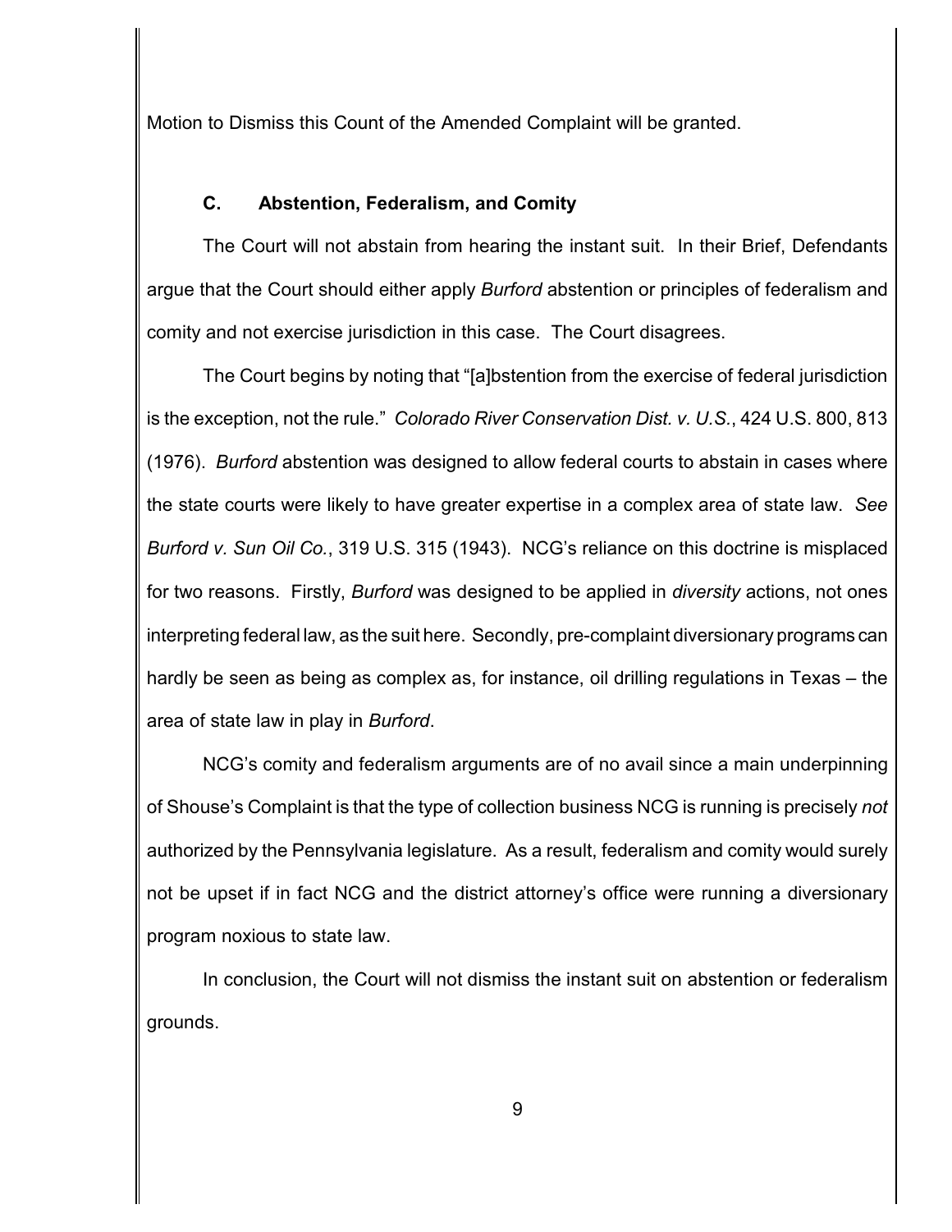Motion to Dismiss this Count of the Amended Complaint will be granted.

### C. Abstention, Federalism, and Comity

The Court will not abstain from hearing the instant suit. In their Brief, Defendants argue that the Court should either apply *Burford* abstention or principles of federalism and comity and not exercise jurisdiction in this case. The Court disagrees.

The Court begins by noting that "[a]bstention from the exercise of federal jurisdiction is the exception, not the rule." *Colorado River Conservation Dist. v. U.S.*, 424 U.S. 800, 813 (1976). *Burford* abstention was designed to allow federal courts to abstain in cases where the state courts were likely to have greater expertise in a complex area of state law. *See Burford v. Sun Oil Co.*, 319 U.S. 315 (1943). NCG's reliance on this doctrine is misplaced for two reasons. Firstly, *Burford* was designed to be applied in *diversity* actions, not ones interpreting federal law, as the suit here. Secondly, pre-complaint diversionary programs can hardly be seen as being as complex as, for instance, oil drilling regulations in Texas – the area of state law in play in *Burford*.

NCG's comity and federalism arguments are of no avail since a main underpinning of Shouse's Complaint is that the type of collection business NCG is running is precisely *not* authorized by the Pennsylvania legislature. As a result, federalism and comity would surely not be upset if in fact NCG and the district attorney's office were running a diversionary program noxious to state law.

In conclusion, the Court will not dismiss the instant suit on abstention or federalism grounds.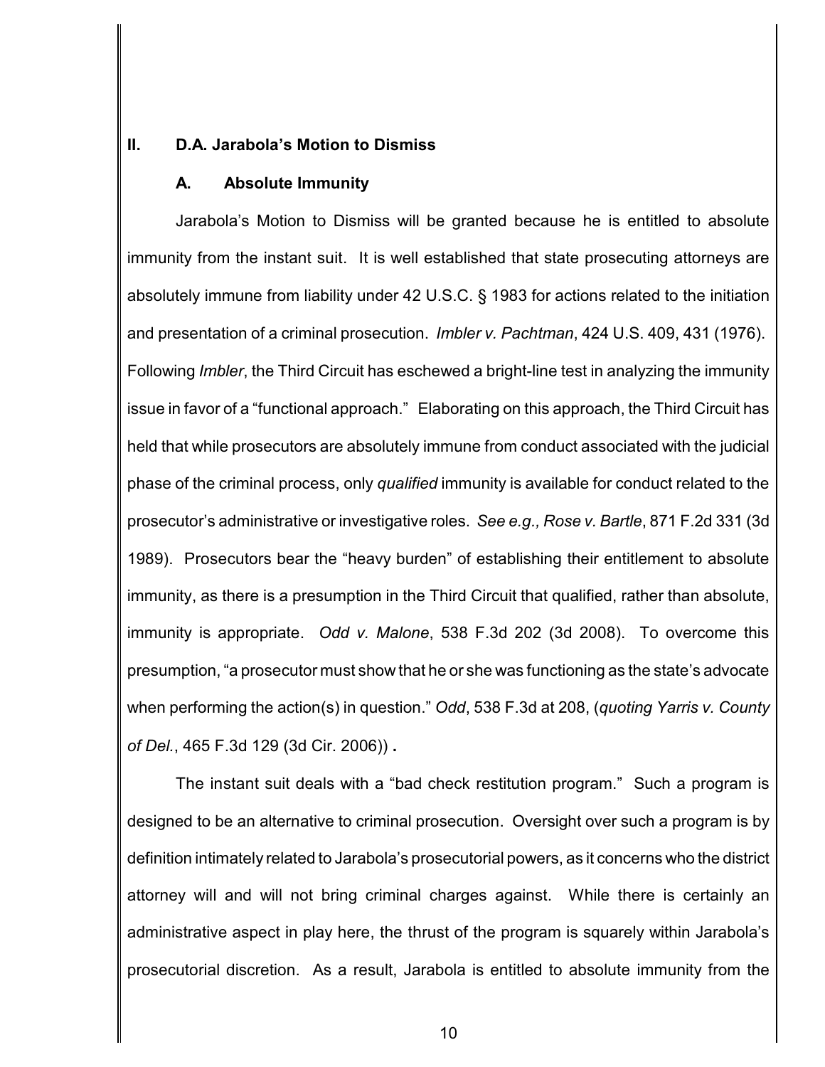## II. D.A. Jarabola's Motion to Dismiss

### A. Absolute Immunity

Jarabola's Motion to Dismiss will be granted because he is entitled to absolute immunity from the instant suit. It is well established that state prosecuting attorneys are absolutely immune from liability under 42 U.S.C. § 1983 for actions related to the initiation and presentation of a criminal prosecution. *Imbler v. Pachtman*, 424 U.S. 409, 431 (1976). Following *Imbler*, the Third Circuit has eschewed a bright-line test in analyzing the immunity issue in favor of a "functional approach." Elaborating on this approach, the Third Circuit has held that while prosecutors are absolutely immune from conduct associated with the judicial phase of the criminal process, only *qualified* immunity is available for conduct related to the prosecutor's administrative or investigative roles. *See e.g., Rose v. Bartle*, 871 F.2d 331 (3d 1989). Prosecutors bear the "heavy burden" of establishing their entitlement to absolute immunity, as there is a presumption in the Third Circuit that qualified, rather than absolute, immunity is appropriate. *Odd v. Malone*, 538 F.3d 202 (3d 2008). To overcome this presumption, "a prosecutor must show that he or she was functioning as the state's advocate when performing the action(s) in question." *Odd*, 538 F.3d at 208, (*quoting Yarris v. County of Del.*, 465 F.3d 129 (3d Cir. 2006)) **.**

The instant suit deals with a "bad check restitution program." Such a program is designed to be an alternative to criminal prosecution. Oversight over such a program is by definition intimately related to Jarabola's prosecutorial powers, as it concerns who the district attorney will and will not bring criminal charges against. While there is certainly an administrative aspect in play here, the thrust of the program is squarely within Jarabola's prosecutorial discretion. As a result, Jarabola is entitled to absolute immunity from the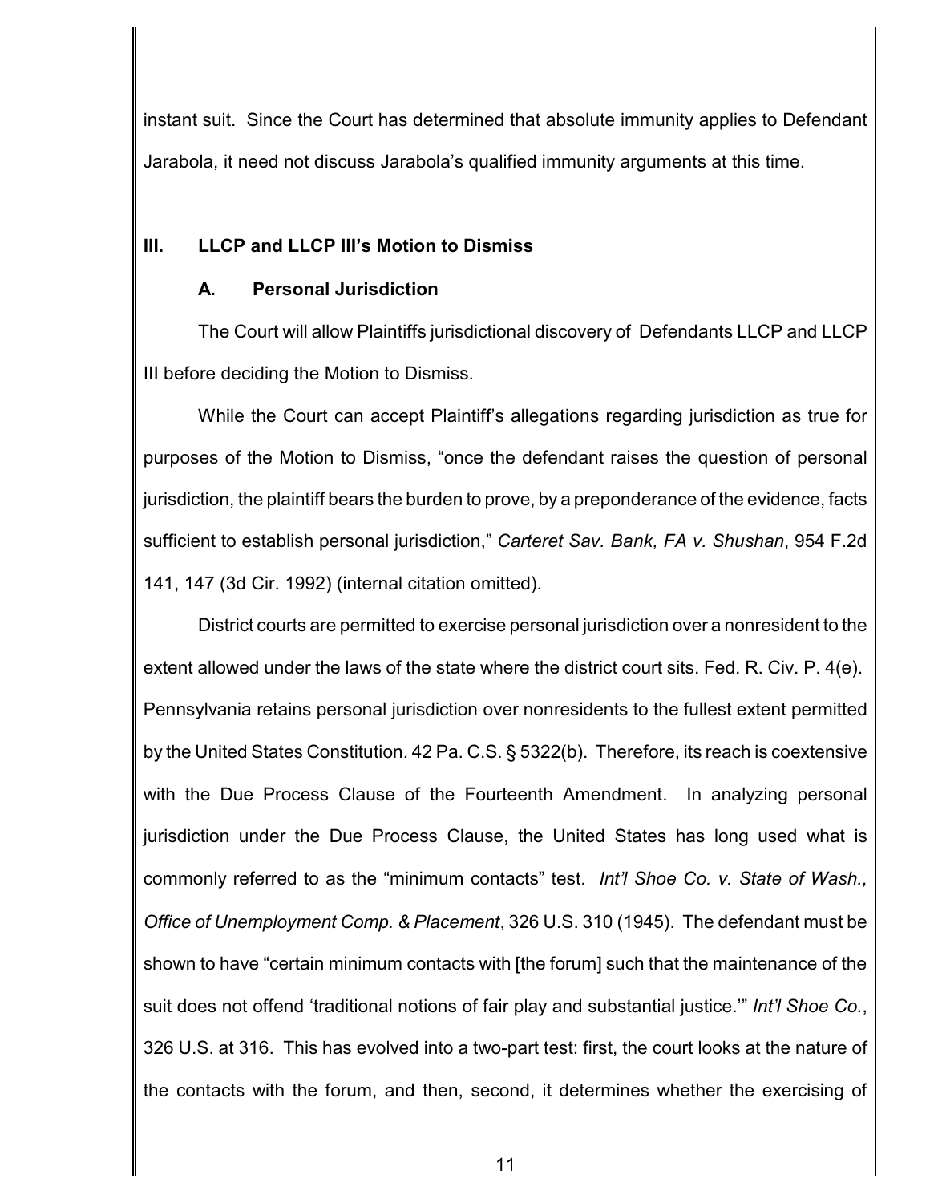instant suit. Since the Court has determined that absolute immunity applies to Defendant Jarabola, it need not discuss Jarabola's qualified immunity arguments at this time.

## III. LLCP and LLCP III's Motion to Dismiss

### A. Personal Jurisdiction

The Court will allow Plaintiffs jurisdictional discovery of Defendants LLCP and LLCP III before deciding the Motion to Dismiss.

While the Court can accept Plaintiff's allegations regarding jurisdiction as true for purposes of the Motion to Dismiss, "once the defendant raises the question of personal jurisdiction, the plaintiff bears the burden to prove, by a preponderance of the evidence, facts sufficient to establish personal jurisdiction," *Carteret Sav. Bank, FA v. Shushan*, 954 F.2d 141, 147 (3d Cir. 1992) (internal citation omitted).

District courts are permitted to exercise personal jurisdiction over a nonresident to the extent allowed under the laws of the state where the district court sits. Fed. R. Civ. P. 4(e). Pennsylvania retains personal jurisdiction over nonresidents to the fullest extent permitted by the United States Constitution. 42 Pa. C.S. § 5322(b). Therefore, its reach is coextensive with the Due Process Clause of the Fourteenth Amendment. In analyzing personal jurisdiction under the Due Process Clause, the United States has long used what is commonly referred to as the "minimum contacts" test. *Int'l Shoe Co. v. State of Wash., Office of Unemployment Comp. & Placement*, 326 U.S. 310 (1945). The defendant must be shown to have "certain minimum contacts with [the forum] such that the maintenance of the suit does not offend 'traditional notions of fair play and substantial justice.'" *Int'l Shoe Co.*, 326 U.S. at 316. This has evolved into a two-part test: first, the court looks at the nature of the contacts with the forum, and then, second, it determines whether the exercising of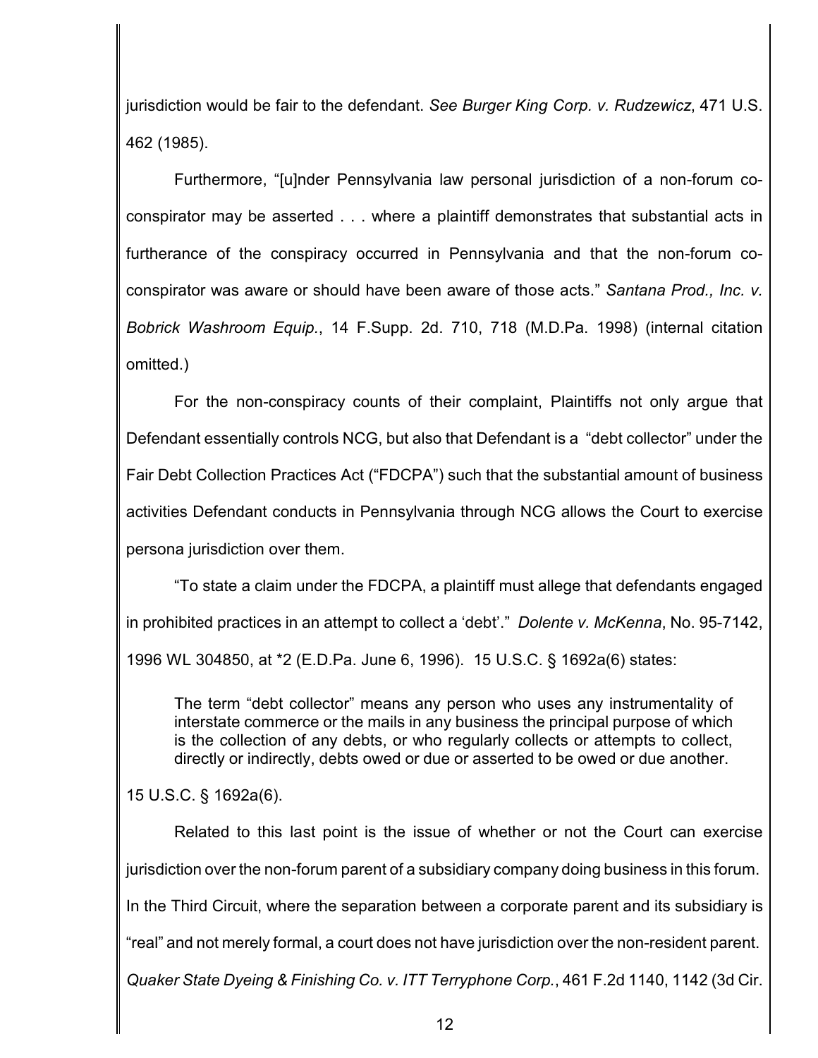jurisdiction would be fair to the defendant. *See Burger King Corp. v. Rudzewicz*, 471 U.S. 462 (1985).

Furthermore, "[u]nder Pennsylvania law personal jurisdiction of a non-forum co-conspirator may be asserted . . . where a plaintiff demonstrates that substantial acts in furtherance of the conspiracy occurred in Pennsylvania and that the non-forum co-conspirator was aware or should have been aware of those acts." *Santana Prod., Inc. v. Bobrick Washroom Equip.*, 14 F.Supp. 2d. 710, 718 (M.D.Pa. 1998) (internal citation omitted.)

For the non-conspiracy counts of their complaint, Plaintiffs not only argue that Defendant essentially controls NCG, but also that Defendant is a "debt collector" under the Fair Debt Collection Practices Act ("FDCPA") such that the substantial amount of business activities Defendant conducts in Pennsylvania through NCG allows the Court to exercise persona jurisdiction over them.

"To state a claim under the FDCPA, a plaintiff must allege that defendants engaged in prohibited practices in an attempt to collect a 'debt'." *Dolente v. McKenna*, No. 95-7142, 1996 WL 304850, at *2 (E.D.Pa. June 6, 1996). 15 U.S.C. § 1692a(6) states:

> The term "debt collector" means any person who uses any instrumentality of interstate commerce or the mails in any business the principal purpose of which is the collection of any debts, or who regularly collects or attempts to collect, directly or indirectly, debts owed or due or asserted to be owed or due another.

15 U.S.C. § 1692a(6).

Related to this last point is the issue of whether or not the Court can exercise jurisdiction over the non-forum parent of a subsidiary company doing business in this forum. In the Third Circuit, where the separation between a corporate parent and its subsidiary is "real" and not merely formal, a court does not have jurisdiction over the non-resident parent. *Quaker State Dyeing & Finishing Co. v. ITT Terryphone Corp.*, 461 F.2d 1140, 1142 (3d Cir.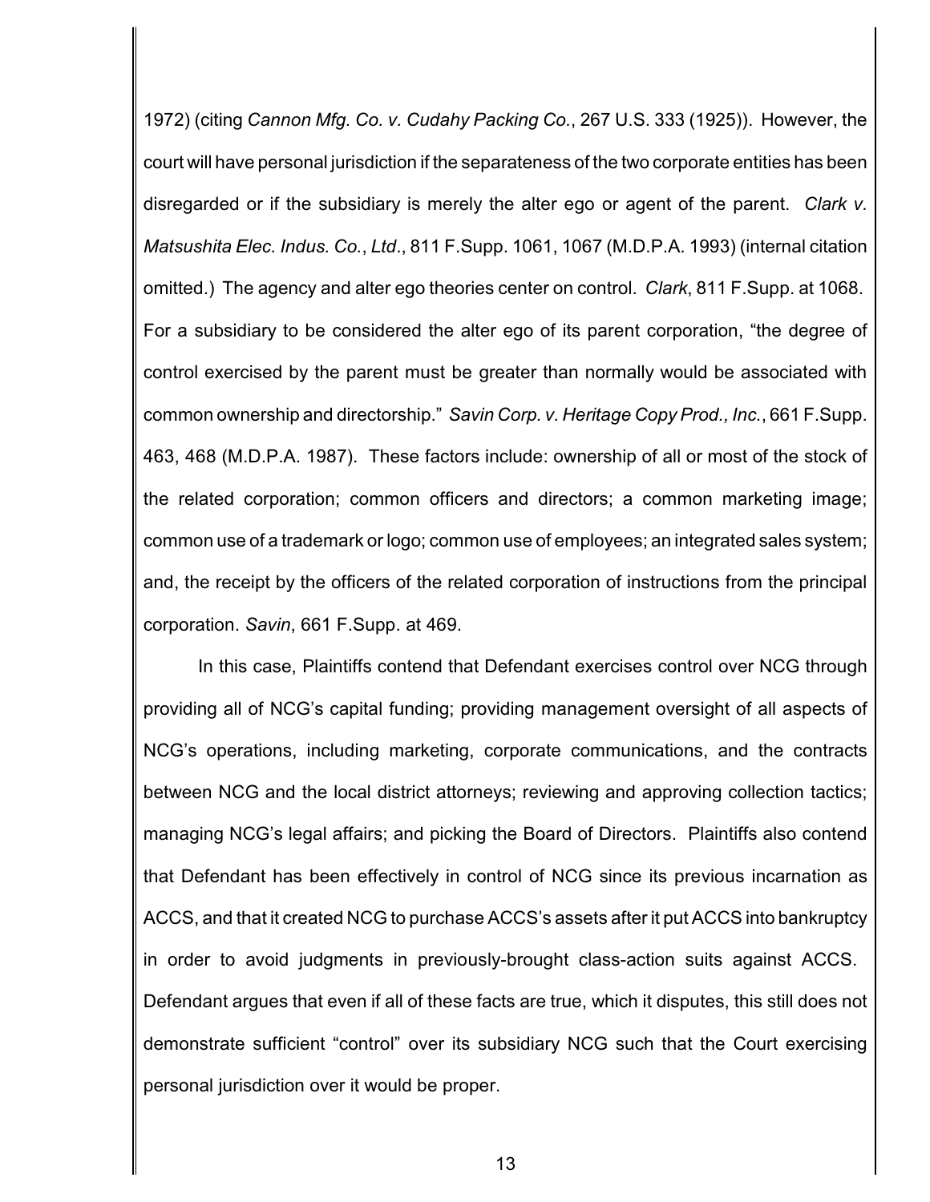1972) (citing *Cannon Mfg. Co. v. Cudahy Packing Co.*, 267 U.S. 333 (1925)). However, the court will have personal jurisdiction if the separateness of the two corporate entities has been disregarded or if the subsidiary is merely the alter ego or agent of the parent. *Clark v. Matsushita Elec. Indus. Co., Ltd*., 811 F.Supp. 1061, 1067 (M.D.P.A. 1993) (internal citation omitted.) The agency and alter ego theories center on control. *Clark*, 811 F.Supp. at 1068. For a subsidiary to be considered the alter ego of its parent corporation, "the degree of control exercised by the parent must be greater than normally would be associated with common ownership and directorship." *Savin Corp. v. Heritage Copy Prod., Inc.*, 661 F.Supp. 463, 468 (M.D.P.A. 1987). These factors include: ownership of all or most of the stock of the related corporation; common officers and directors; a common marketing image; common use of a trademark or logo; common use of employees; an integrated sales system; and, the receipt by the officers of the related corporation of instructions from the principal corporation. *Savin*, 661 F.Supp. at 469.

In this case, Plaintiffs contend that Defendant exercises control over NCG through providing all of NCG's capital funding; providing management oversight of all aspects of NCG's operations, including marketing, corporate communications, and the contracts between NCG and the local district attorneys; reviewing and approving collection tactics; managing NCG's legal affairs; and picking the Board of Directors. Plaintiffs also contend that Defendant has been effectively in control of NCG since its previous incarnation as ACCS, and that it created NCG to purchase ACCS's assets after it put ACCS into bankruptcy in order to avoid judgments in previously-brought class-action suits against ACCS. Defendant argues that even if all of these facts are true, which it disputes, this still does not demonstrate sufficient "control" over its subsidiary NCG such that the Court exercising personal jurisdiction over it would be proper.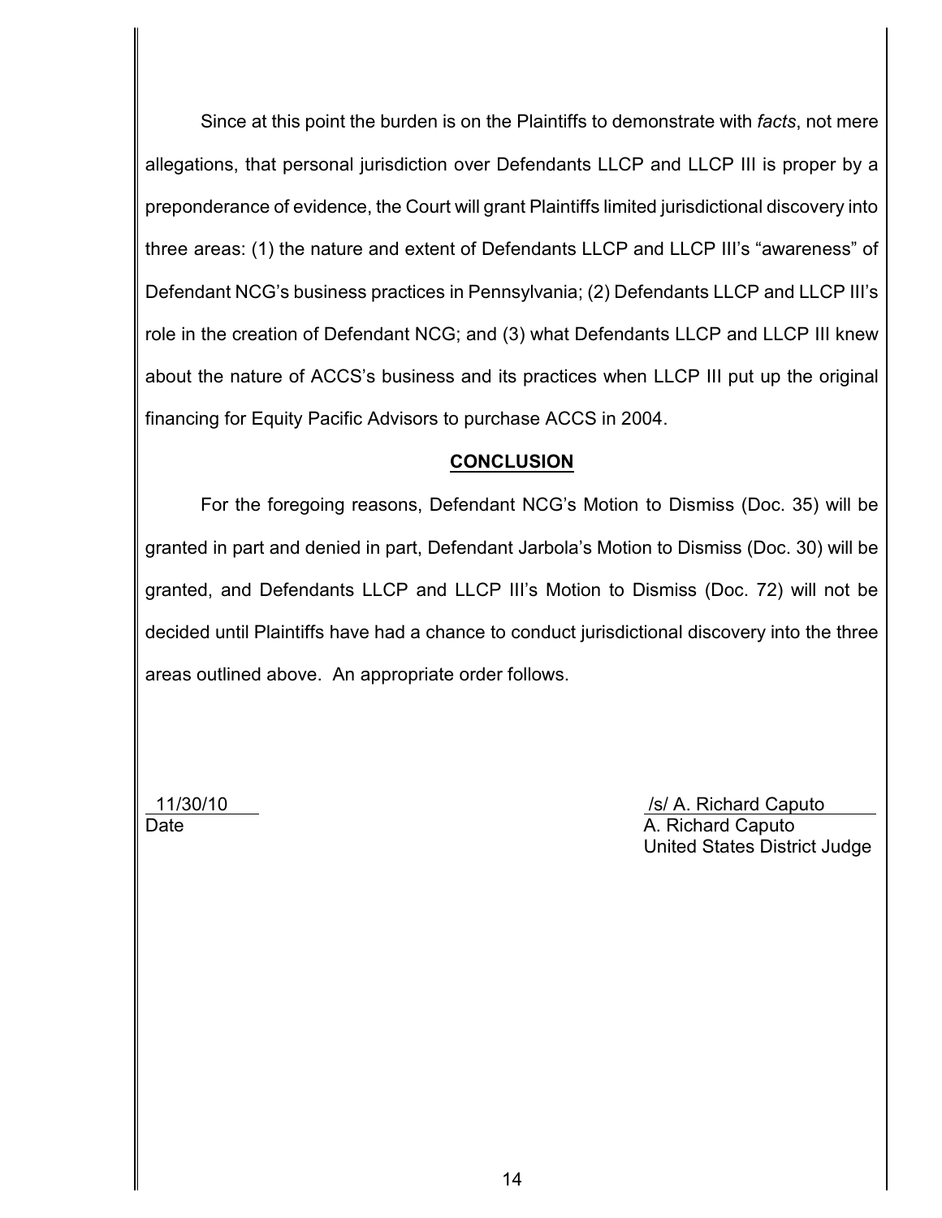Since at this point the burden is on the Plaintiffs to demonstrate with *facts*, not mere allegations, that personal jurisdiction over Defendants LLCP and LLCP III is proper by a preponderance of evidence, the Court will grant Plaintiffs limited jurisdictional discovery into three areas: (1) the nature and extent of Defendants LLCP and LLCP III's "awareness" of Defendant NCG's business practices in Pennsylvania; (2) Defendants LLCP and LLCP III's role in the creation of Defendant NCG; and (3) what Defendants LLCP and LLCP III knew about the nature of ACCS's business and its practices when LLCP III put up the original financing for Equity Pacific Advisors to purchase ACCS in 2004.

## CONCLUSION

For the foregoing reasons, Defendant NCG's Motion to Dismiss (Doc. 35) will be granted in part and denied in part, Defendant Jarbola's Motion to Dismiss (Doc. 30) will be granted, and Defendants LLCP and LLCP III's Motion to Dismiss (Doc. 72) will not be decided until Plaintiffs have had a chance to conduct jurisdictional discovery into the three areas outlined above. An appropriate order follows.

11/30/10
Date

/s/ A. Richard Caputo
A. Richard Caputo
United States District Judge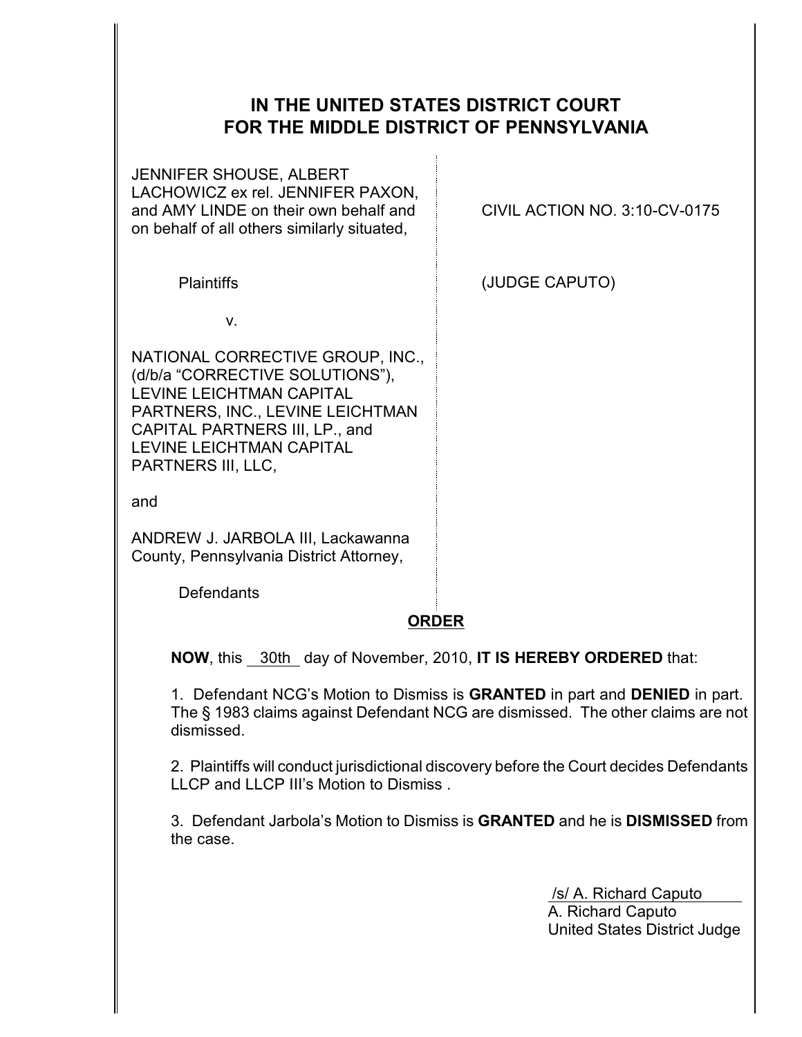# IN THE UNITED STATES DISTRICT COURT FOR THE MIDDLE DISTRICT OF PENNSYLVANIA

JENNIFER SHOUSE, ALBERT LACHOWICZ ex rel. JENNIFER PAXON, and AMY LINDE on their own behalf and on behalf of all others similarly situated,

Plaintiffs

v.

NATIONAL CORRECTIVE GROUP, INC., (d/b/a "CORRECTIVE SOLUTIONS"), LEVINE LEICHTMAN CAPITAL PARTNERS, INC., LEVINE LEICHTMAN CAPITAL PARTNERS III, LP., and LEVINE LEICHTMAN CAPITAL PARTNERS III, LLC,

and

ANDREW J. JARBOLA III, Lackawanna County, Pennsylvania District Attorney,

Defendants

CIVIL ACTION NO. 3:10-CV-0175

(JUDGE CAPUTO)

## ORDER

**NOW**, this 30th day of November, 2010, **IT IS HEREBY ORDERED** that:

1. Defendant NCG's Motion to Dismiss is **GRANTED** in part and **DENIED** in part. The § 1983 claims against Defendant NCG are dismissed. The other claims are not dismissed.

2. Plaintiffs will conduct jurisdictional discovery before the Court decides Defendants LLCP and LLCP III's Motion to Dismiss .

3. Defendant Jarbola's Motion to Dismiss is **GRANTED** and he is **DISMISSED** from the case.

/s/ A. Richard Caputo
A. Richard Caputo
United States District Judge